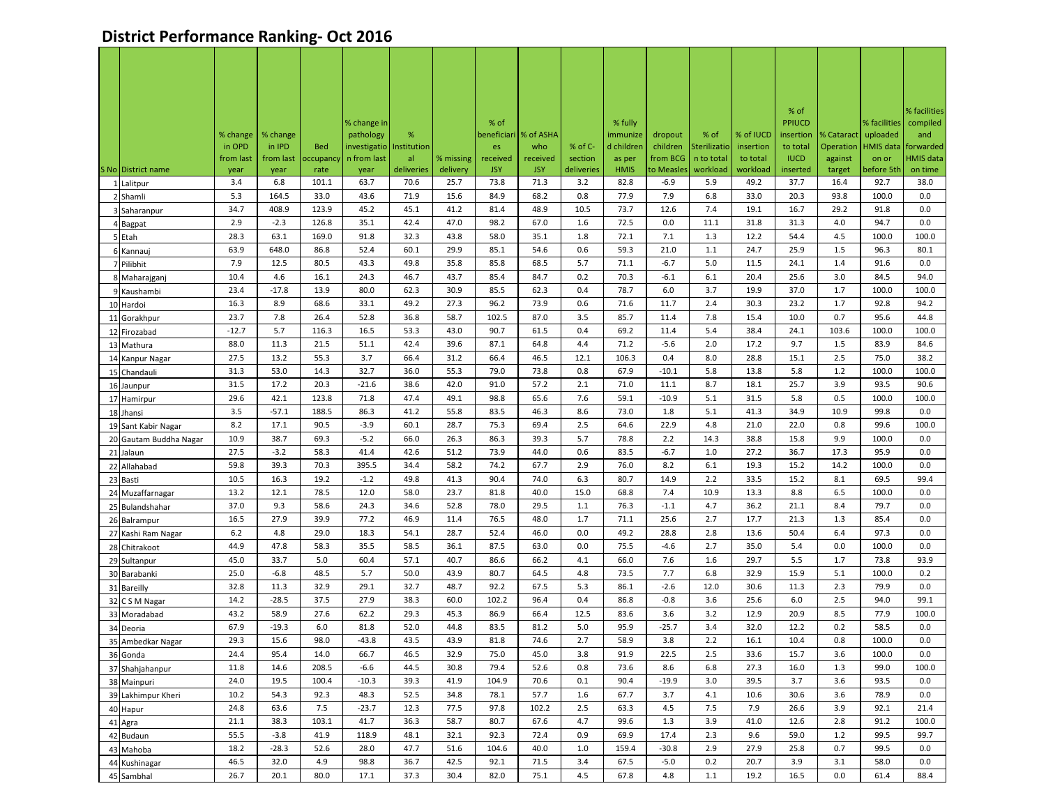# District Performance Ranking- Oct 2016

| S No | District name | % change in OPD from last year | % change in IPD from last year | Bed occupancy rate | % change in pathology investigation from last year | % Institutional deliveries | % missing delivery | % of beneficiaries received JSY | % of ASHA who received JSY | % of C-section deliveries | % fully immunized children as per HMIS | dropout children from BCG to Measles | % of Sterilization to total workload | % of IUCD insertion to total workload | % of PPIUCD insertion to total IUCD inserted | % Cataract Operation against target | % facilities uploaded HMIS data on or before 5th | % facilities compiled and forwarded HMIS data on time |
|---|---|---|---|---|---|---|---|---|---|---|---|---|---|---|---|---|---|---|
| 1 | Lalitpur | 3.4 | 6.8 | 101.1 | 63.7 | 70.6 | 25.7 | 73.8 | 71.3 | 3.2 | 82.8 | -6.9 | 5.9 | 49.2 | 37.7 | 16.4 | 92.7 | 38.0 |
| 2 | Shamli | 5.3 | 164.5 | 33.0 | 43.6 | 71.9 | 15.6 | 84.9 | 68.2 | 0.8 | 77.9 | 7.9 | 6.8 | 33.0 | 20.3 | 93.8 | 100.0 | 0.0 |
| 3 | Saharanpur | 34.7 | 408.9 | 123.9 | 45.2 | 45.1 | 41.2 | 81.4 | 48.9 | 10.5 | 73.7 | 12.6 | 7.4 | 19.1 | 16.7 | 29.2 | 91.8 | 0.0 |
| 4 | Bagpat | 2.9 | -2.3 | 126.8 | 35.1 | 42.4 | 47.0 | 98.2 | 67.0 | 1.6 | 72.5 | 0.0 | 11.1 | 31.8 | 31.3 | 4.0 | 94.7 | 0.0 |
| 5 | Etah | 28.3 | 63.1 | 169.0 | 91.8 | 32.3 | 43.8 | 58.0 | 35.1 | 1.8 | 72.1 | 7.1 | 1.3 | 12.2 | 54.4 | 4.5 | 100.0 | 100.0 |
| 6 | Kannauj | 63.9 | 648.0 | 86.8 | 52.4 | 60.1 | 29.9 | 85.1 | 54.6 | 0.6 | 59.3 | 21.0 | 1.1 | 24.7 | 25.9 | 1.5 | 96.3 | 80.1 |
| 7 | Pilibhit | 7.9 | 12.5 | 80.5 | 43.3 | 49.8 | 35.8 | 85.8 | 68.5 | 5.7 | 71.1 | -6.7 | 5.0 | 11.5 | 24.1 | 1.4 | 91.6 | 0.0 |
| 8 | Maharajganj | 10.4 | 4.6 | 16.1 | 24.3 | 46.7 | 43.7 | 85.4 | 84.7 | 0.2 | 70.3 | -6.1 | 6.1 | 20.4 | 25.6 | 3.0 | 84.5 | 94.0 |
| 9 | Kaushambi | 23.4 | -17.8 | 13.9 | 80.0 | 62.3 | 30.9 | 85.5 | 62.3 | 0.4 | 78.7 | 6.0 | 3.7 | 19.9 | 37.0 | 1.7 | 100.0 | 100.0 |
| 10 | Hardoi | 16.3 | 8.9 | 68.6 | 33.1 | 49.2 | 27.3 | 96.2 | 73.9 | 0.6 | 71.6 | 11.7 | 2.4 | 30.3 | 23.2 | 1.7 | 92.8 | 94.2 |
| 11 | Gorakhpur | 23.7 | 7.8 | 26.4 | 52.8 | 36.8 | 58.7 | 102.5 | 87.0 | 3.5 | 85.7 | 11.4 | 7.8 | 15.4 | 10.0 | 0.7 | 95.6 | 44.8 |
| 12 | Firozabad | -12.7 | 5.7 | 116.3 | 16.5 | 53.3 | 43.0 | 90.7 | 61.5 | 0.4 | 69.2 | 11.4 | 5.4 | 38.4 | 24.1 | 103.6 | 100.0 | 100.0 |
| 13 | Mathura | 88.0 | 11.3 | 21.5 | 51.1 | 42.4 | 39.6 | 87.1 | 64.8 | 4.4 | 71.2 | -5.6 | 2.0 | 17.2 | 9.7 | 1.5 | 83.9 | 84.6 |
| 14 | Kanpur Nagar | 27.5 | 13.2 | 55.3 | 3.7 | 66.4 | 31.2 | 66.4 | 46.5 | 12.1 | 106.3 | 0.4 | 8.0 | 28.8 | 15.1 | 2.5 | 75.0 | 38.2 |
| 15 | Chandauli | 31.3 | 53.0 | 14.3 | 32.7 | 36.0 | 55.3 | 79.0 | 73.8 | 0.8 | 67.9 | -10.1 | 5.8 | 13.8 | 5.8 | 1.2 | 100.0 | 100.0 |
| 16 | Jaunpur | 31.5 | 17.2 | 20.3 | -21.6 | 38.6 | 42.0 | 91.0 | 57.2 | 2.1 | 71.0 | 11.1 | 8.7 | 18.1 | 25.7 | 3.9 | 93.5 | 90.6 |
| 17 | Hamirpur | 29.6 | 42.1 | 123.8 | 71.8 | 47.4 | 49.1 | 98.8 | 65.6 | 7.6 | 59.1 | -10.9 | 5.1 | 31.5 | 5.8 | 0.5 | 100.0 | 100.0 |
| 18 | Jhansi | 3.5 | -57.1 | 188.5 | 86.3 | 41.2 | 55.8 | 83.5 | 46.3 | 8.6 | 73.0 | 1.8 | 5.1 | 41.3 | 34.9 | 10.9 | 99.8 | 0.0 |
| 19 | Sant Kabir Nagar | 8.2 | 17.1 | 90.5 | -3.9 | 60.1 | 28.7 | 75.3 | 69.4 | 2.5 | 64.6 | 22.9 | 4.8 | 21.0 | 22.0 | 0.8 | 99.6 | 100.0 |
| 20 | Gautam Buddha Nagar | 10.9 | 38.7 | 69.3 | -5.2 | 66.0 | 26.3 | 86.3 | 39.3 | 5.7 | 78.8 | 2.2 | 14.3 | 38.8 | 15.8 | 9.9 | 100.0 | 0.0 |
| 21 | Jalaun | 27.5 | -3.2 | 58.3 | 41.4 | 42.6 | 51.2 | 73.9 | 44.0 | 0.6 | 83.5 | -6.7 | 1.0 | 27.2 | 36.7 | 17.3 | 95.9 | 0.0 |
| 22 | Allahabad | 59.8 | 39.3 | 70.3 | 395.5 | 34.4 | 58.2 | 74.2 | 67.7 | 2.9 | 76.0 | 8.2 | 6.1 | 19.3 | 15.2 | 14.2 | 100.0 | 0.0 |
| 23 | Basti | 10.5 | 16.3 | 19.2 | -1.2 | 49.8 | 41.3 | 90.4 | 74.0 | 6.3 | 80.7 | 14.9 | 2.2 | 33.5 | 15.2 | 8.1 | 69.5 | 99.4 |
| 24 | Muzaffarnagar | 13.2 | 12.1 | 78.5 | 12.0 | 58.0 | 23.7 | 81.8 | 40.0 | 15.0 | 68.8 | 7.4 | 10.9 | 13.3 | 8.8 | 6.5 | 100.0 | 0.0 |
| 25 | Bulandshahar | 37.0 | 9.3 | 58.6 | 24.3 | 34.6 | 52.8 | 78.0 | 29.5 | 1.1 | 76.3 | -1.1 | 4.7 | 36.2 | 21.1 | 8.4 | 79.7 | 0.0 |
| 26 | Balrampur | 16.5 | 27.9 | 39.9 | 77.2 | 46.9 | 11.4 | 76.5 | 48.0 | 1.7 | 71.1 | 25.6 | 2.7 | 17.7 | 21.3 | 1.3 | 85.4 | 0.0 |
| 27 | Kashi Ram Nagar | 6.2 | 4.8 | 29.0 | 18.3 | 54.1 | 28.7 | 52.4 | 46.0 | 0.0 | 49.2 | 28.8 | 2.8 | 13.6 | 50.4 | 6.4 | 97.3 | 0.0 |
| 28 | Chitrakoot | 44.9 | 47.8 | 58.3 | 35.5 | 58.5 | 36.1 | 87.5 | 63.0 | 0.0 | 75.5 | -4.6 | 2.7 | 35.0 | 5.4 | 0.0 | 100.0 | 0.0 |
| 29 | Sultanpur | 45.0 | 33.7 | 5.0 | 60.4 | 57.1 | 40.7 | 86.6 | 66.2 | 4.1 | 66.0 | 7.6 | 1.6 | 29.7 | 5.5 | 1.7 | 73.8 | 93.9 |
| 30 | Barabanki | 25.0 | -6.8 | 48.5 | 5.7 | 50.0 | 43.9 | 80.7 | 64.5 | 4.8 | 73.5 | 7.7 | 6.8 | 32.9 | 15.9 | 5.1 | 100.0 | 0.2 |
| 31 | Bareilly | 32.8 | 11.3 | 32.9 | 29.1 | 32.7 | 48.7 | 92.2 | 67.5 | 5.3 | 86.1 | -2.6 | 12.0 | 30.6 | 11.3 | 2.3 | 79.9 | 0.0 |
| 32 | C S M Nagar | 14.2 | -28.5 | 37.5 | 27.9 | 38.3 | 60.0 | 102.2 | 96.4 | 0.4 | 86.8 | -0.8 | 3.6 | 25.6 | 6.0 | 2.5 | 94.0 | 99.1 |
| 33 | Moradabad | 43.2 | 58.9 | 27.6 | 62.2 | 29.3 | 45.3 | 86.9 | 66.4 | 12.5 | 83.6 | 3.6 | 3.2 | 12.9 | 20.9 | 8.5 | 77.9 | 100.0 |
| 34 | Deoria | 67.9 | -19.3 | 6.0 | 81.8 | 52.0 | 44.8 | 83.5 | 81.2 | 5.0 | 95.9 | -25.7 | 3.4 | 32.0 | 12.2 | 0.2 | 58.5 | 0.0 |
| 35 | Ambedkar Nagar | 29.3 | 15.6 | 98.0 | -43.8 | 43.5 | 43.9 | 81.8 | 74.6 | 2.7 | 58.9 | 3.8 | 2.2 | 16.1 | 10.4 | 0.8 | 100.0 | 0.0 |
| 36 | Gonda | 24.4 | 95.4 | 14.0 | 66.7 | 46.5 | 32.9 | 75.0 | 45.0 | 3.8 | 91.9 | 22.5 | 2.5 | 33.6 | 15.7 | 3.6 | 100.0 | 0.0 |
| 37 | Shahjahanpur | 11.8 | 14.6 | 208.5 | -6.6 | 44.5 | 30.8 | 79.4 | 52.6 | 0.8 | 73.6 | 8.6 | 6.8 | 27.3 | 16.0 | 1.3 | 99.0 | 100.0 |
| 38 | Mainpuri | 24.0 | 19.5 | 100.4 | -10.3 | 39.3 | 41.9 | 104.9 | 70.6 | 0.1 | 90.4 | -19.9 | 3.0 | 39.5 | 3.7 | 3.6 | 93.5 | 0.0 |
| 39 | Lakhimpur Kheri | 10.2 | 54.3 | 92.3 | 48.3 | 52.5 | 34.8 | 78.1 | 57.7 | 1.6 | 67.7 | 3.7 | 4.1 | 10.6 | 30.6 | 3.6 | 78.9 | 0.0 |
| 40 | Hapur | 24.8 | 63.6 | 7.5 | -23.7 | 12.3 | 77.5 | 97.8 | 102.2 | 2.5 | 63.3 | 4.5 | 7.5 | 7.9 | 26.6 | 3.9 | 92.1 | 21.4 |
| 41 | Agra | 21.1 | 38.3 | 103.1 | 41.7 | 36.3 | 58.7 | 80.7 | 67.6 | 4.7 | 99.6 | 1.3 | 3.9 | 41.0 | 12.6 | 2.8 | 91.2 | 100.0 |
| 42 | Budaun | 55.5 | -3.8 | 41.9 | 118.9 | 48.1 | 32.1 | 92.3 | 72.4 | 0.9 | 69.9 | 17.4 | 2.3 | 9.6 | 59.0 | 1.2 | 99.5 | 99.7 |
| 43 | Mahoba | 18.2 | -28.3 | 52.6 | 28.0 | 47.7 | 51.6 | 104.6 | 40.0 | 1.0 | 159.4 | -30.8 | 2.9 | 27.9 | 25.8 | 0.7 | 99.5 | 0.0 |
| 44 | Kushinagar | 46.5 | 32.0 | 4.9 | 98.8 | 36.7 | 42.5 | 92.1 | 71.5 | 3.4 | 67.5 | -5.0 | 0.2 | 20.7 | 3.9 | 3.1 | 58.0 | 0.0 |
| 45 | Sambhal | 26.7 | 20.1 | 80.0 | 17.1 | 37.3 | 30.4 | 82.0 | 75.1 | 4.5 | 67.8 | 4.8 | 1.1 | 19.2 | 16.5 | 0.0 | 61.4 | 88.4 |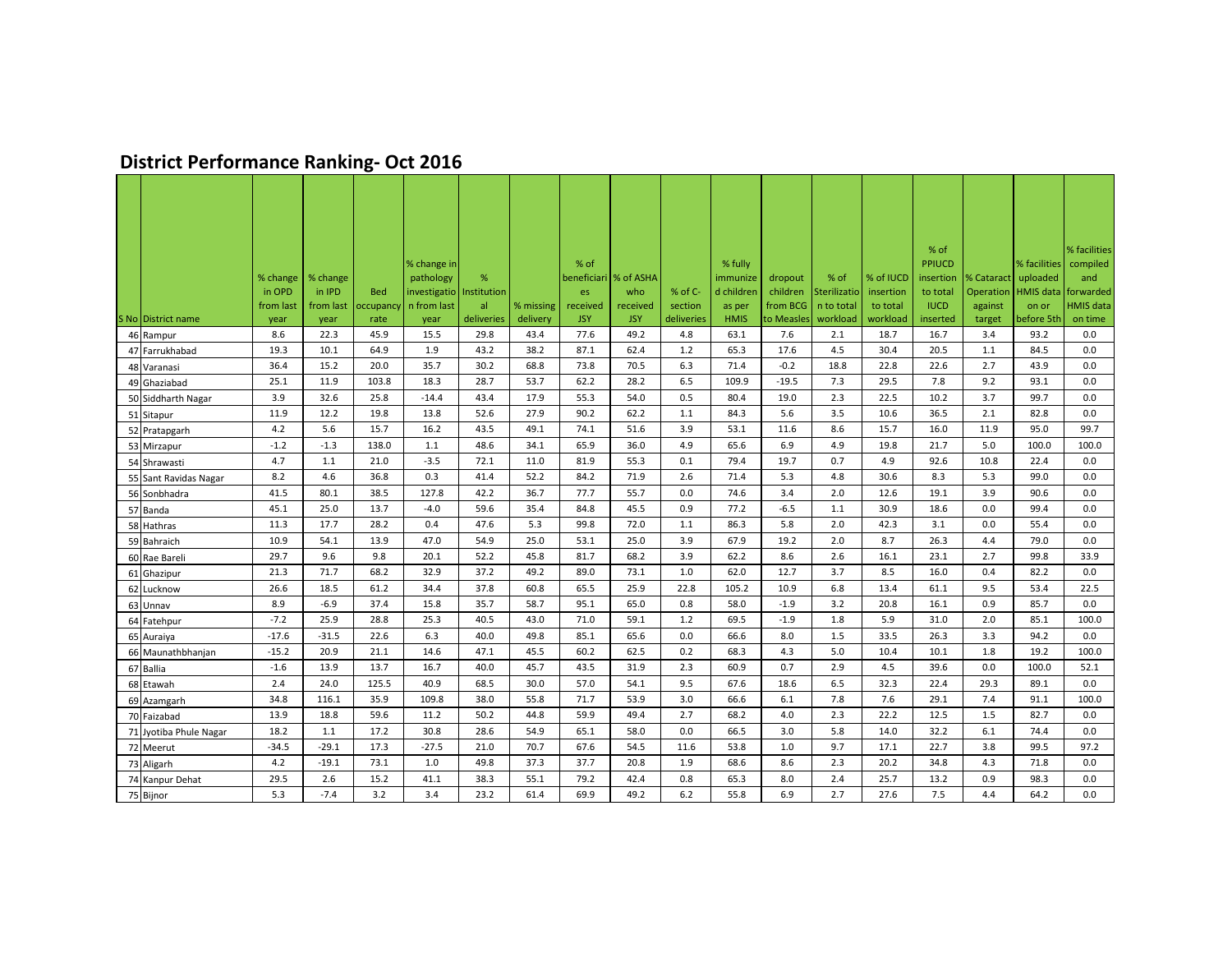## District Performance Ranking- Oct 2016

| S No | District name | % change in OPD from last year | % change in IPD from last year | Bed occupancy rate | % change in pathology investigation from last year | % Institutional deliveries | % missing delivery | % of beneficiaries received JSY | % of ASHA who received JSY | % of C-section deliveries | % fully immunized children as per HMIS | dropout children from BCG to Measles | % of Sterilization to total workload | % of IUCD insertion to total workload | % of PPIUCD insertion to total IUCD inserted | % Cataract Operation against target | % facilities uploaded HMIS data on or before 5th | % facilities compiled and forwarded HMIS data on time |
|---|---|---|---|---|---|---|---|---|---|---|---|---|---|---|---|---|---|---|
| 46 | Rampur | 8.6 | 22.3 | 45.9 | 15.5 | 29.8 | 43.4 | 77.6 | 49.2 | 4.8 | 63.1 | 7.6 | 2.1 | 18.7 | 16.7 | 3.4 | 93.2 | 0.0 |
| 47 | Farrukhabad | 19.3 | 10.1 | 64.9 | 1.9 | 43.2 | 38.2 | 87.1 | 62.4 | 1.2 | 65.3 | 17.6 | 4.5 | 30.4 | 20.5 | 1.1 | 84.5 | 0.0 |
| 48 | Varanasi | 36.4 | 15.2 | 20.0 | 35.7 | 30.2 | 68.8 | 73.8 | 70.5 | 6.3 | 71.4 | -0.2 | 18.8 | 22.8 | 22.6 | 2.7 | 43.9 | 0.0 |
| 49 | Ghaziabad | 25.1 | 11.9 | 103.8 | 18.3 | 28.7 | 53.7 | 62.2 | 28.2 | 6.5 | 109.9 | -19.5 | 7.3 | 29.5 | 7.8 | 9.2 | 93.1 | 0.0 |
| 50 | Siddharth Nagar | 3.9 | 32.6 | 25.8 | -14.4 | 43.4 | 17.9 | 55.3 | 54.0 | 0.5 | 80.4 | 19.0 | 2.3 | 22.5 | 10.2 | 3.7 | 99.7 | 0.0 |
| 51 | Sitapur | 11.9 | 12.2 | 19.8 | 13.8 | 52.6 | 27.9 | 90.2 | 62.2 | 1.1 | 84.3 | 5.6 | 3.5 | 10.6 | 36.5 | 2.1 | 82.8 | 0.0 |
| 52 | Pratapgarh | 4.2 | 5.6 | 15.7 | 16.2 | 43.5 | 49.1 | 74.1 | 51.6 | 3.9 | 53.1 | 11.6 | 8.6 | 15.7 | 16.0 | 11.9 | 95.0 | 99.7 |
| 53 | Mirzapur | -1.2 | -1.3 | 138.0 | 1.1 | 48.6 | 34.1 | 65.9 | 36.0 | 4.9 | 65.6 | 6.9 | 4.9 | 19.8 | 21.7 | 5.0 | 100.0 | 100.0 |
| 54 | Shrawasti | 4.7 | 1.1 | 21.0 | -3.5 | 72.1 | 11.0 | 81.9 | 55.3 | 0.1 | 79.4 | 19.7 | 0.7 | 4.9 | 92.6 | 10.8 | 22.4 | 0.0 |
| 55 | Sant Ravidas Nagar | 8.2 | 4.6 | 36.8 | 0.3 | 41.4 | 52.2 | 84.2 | 71.9 | 2.6 | 71.4 | 5.3 | 4.8 | 30.6 | 8.3 | 5.3 | 99.0 | 0.0 |
| 56 | Sonbhadra | 41.5 | 80.1 | 38.5 | 127.8 | 42.2 | 36.7 | 77.7 | 55.7 | 0.0 | 74.6 | 3.4 | 2.0 | 12.6 | 19.1 | 3.9 | 90.6 | 0.0 |
| 57 | Banda | 45.1 | 25.0 | 13.7 | -4.0 | 59.6 | 35.4 | 84.8 | 45.5 | 0.9 | 77.2 | -6.5 | 1.1 | 30.9 | 18.6 | 0.0 | 99.4 | 0.0 |
| 58 | Hathras | 11.3 | 17.7 | 28.2 | 0.4 | 47.6 | 5.3 | 99.8 | 72.0 | 1.1 | 86.3 | 5.8 | 2.0 | 42.3 | 3.1 | 0.0 | 55.4 | 0.0 |
| 59 | Bahraich | 10.9 | 54.1 | 13.9 | 47.0 | 54.9 | 25.0 | 53.1 | 25.0 | 3.9 | 67.9 | 19.2 | 2.0 | 8.7 | 26.3 | 4.4 | 79.0 | 0.0 |
| 60 | Rae Bareli | 29.7 | 9.6 | 9.8 | 20.1 | 52.2 | 45.8 | 81.7 | 68.2 | 3.9 | 62.2 | 8.6 | 2.6 | 16.1 | 23.1 | 2.7 | 99.8 | 33.9 |
| 61 | Ghazipur | 21.3 | 71.7 | 68.2 | 32.9 | 37.2 | 49.2 | 89.0 | 73.1 | 1.0 | 62.0 | 12.7 | 3.7 | 8.5 | 16.0 | 0.4 | 82.2 | 0.0 |
| 62 | Lucknow | 26.6 | 18.5 | 61.2 | 34.4 | 37.8 | 60.8 | 65.5 | 25.9 | 22.8 | 105.2 | 10.9 | 6.8 | 13.4 | 61.1 | 9.5 | 53.4 | 22.5 |
| 63 | Unnav | 8.9 | -6.9 | 37.4 | 15.8 | 35.7 | 58.7 | 95.1 | 65.0 | 0.8 | 58.0 | -1.9 | 3.2 | 20.8 | 16.1 | 0.9 | 85.7 | 0.0 |
| 64 | Fatehpur | -7.2 | 25.9 | 28.8 | 25.3 | 40.5 | 43.0 | 71.0 | 59.1 | 1.2 | 69.5 | -1.9 | 1.8 | 5.9 | 31.0 | 2.0 | 85.1 | 100.0 |
| 65 | Auraiya | -17.6 | -31.5 | 22.6 | 6.3 | 40.0 | 49.8 | 85.1 | 65.6 | 0.0 | 66.6 | 8.0 | 1.5 | 33.5 | 26.3 | 3.3 | 94.2 | 0.0 |
| 66 | Maunathbhanjan | -15.2 | 20.9 | 21.1 | 14.6 | 47.1 | 45.5 | 60.2 | 62.5 | 0.2 | 68.3 | 4.3 | 5.0 | 10.4 | 10.1 | 1.8 | 19.2 | 100.0 |
| 67 | Ballia | -1.6 | 13.9 | 13.7 | 16.7 | 40.0 | 45.7 | 43.5 | 31.9 | 2.3 | 60.9 | 0.7 | 2.9 | 4.5 | 39.6 | 0.0 | 100.0 | 52.1 |
| 68 | Etawah | 2.4 | 24.0 | 125.5 | 40.9 | 68.5 | 30.0 | 57.0 | 54.1 | 9.5 | 67.6 | 18.6 | 6.5 | 32.3 | 22.4 | 29.3 | 89.1 | 0.0 |
| 69 | Azamgarh | 34.8 | 116.1 | 35.9 | 109.8 | 38.0 | 55.8 | 71.7 | 53.9 | 3.0 | 66.6 | 6.1 | 7.8 | 7.6 | 29.1 | 7.4 | 91.1 | 100.0 |
| 70 | Faizabad | 13.9 | 18.8 | 59.6 | 11.2 | 50.2 | 44.8 | 59.9 | 49.4 | 2.7 | 68.2 | 4.0 | 2.3 | 22.2 | 12.5 | 1.5 | 82.7 | 0.0 |
| 71 | Jyotiba Phule Nagar | 18.2 | 1.1 | 17.2 | 30.8 | 28.6 | 54.9 | 65.1 | 58.0 | 0.0 | 66.5 | 3.0 | 5.8 | 14.0 | 32.2 | 6.1 | 74.4 | 0.0 |
| 72 | Meerut | -34.5 | -29.1 | 17.3 | -27.5 | 21.0 | 70.7 | 67.6 | 54.5 | 11.6 | 53.8 | 1.0 | 9.7 | 17.1 | 22.7 | 3.8 | 99.5 | 97.2 |
| 73 | Aligarh | 4.2 | -19.1 | 73.1 | 1.0 | 49.8 | 37.3 | 37.7 | 20.8 | 1.9 | 68.6 | 8.6 | 2.3 | 20.2 | 34.8 | 4.3 | 71.8 | 0.0 |
| 74 | Kanpur Dehat | 29.5 | 2.6 | 15.2 | 41.1 | 38.3 | 55.1 | 79.2 | 42.4 | 0.8 | 65.3 | 8.0 | 2.4 | 25.7 | 13.2 | 0.9 | 98.3 | 0.0 |
| 75 | Bijnor | 5.3 | -7.4 | 3.2 | 3.4 | 23.2 | 61.4 | 69.9 | 49.2 | 6.2 | 55.8 | 6.9 | 2.7 | 27.6 | 7.5 | 4.4 | 64.2 | 0.0 |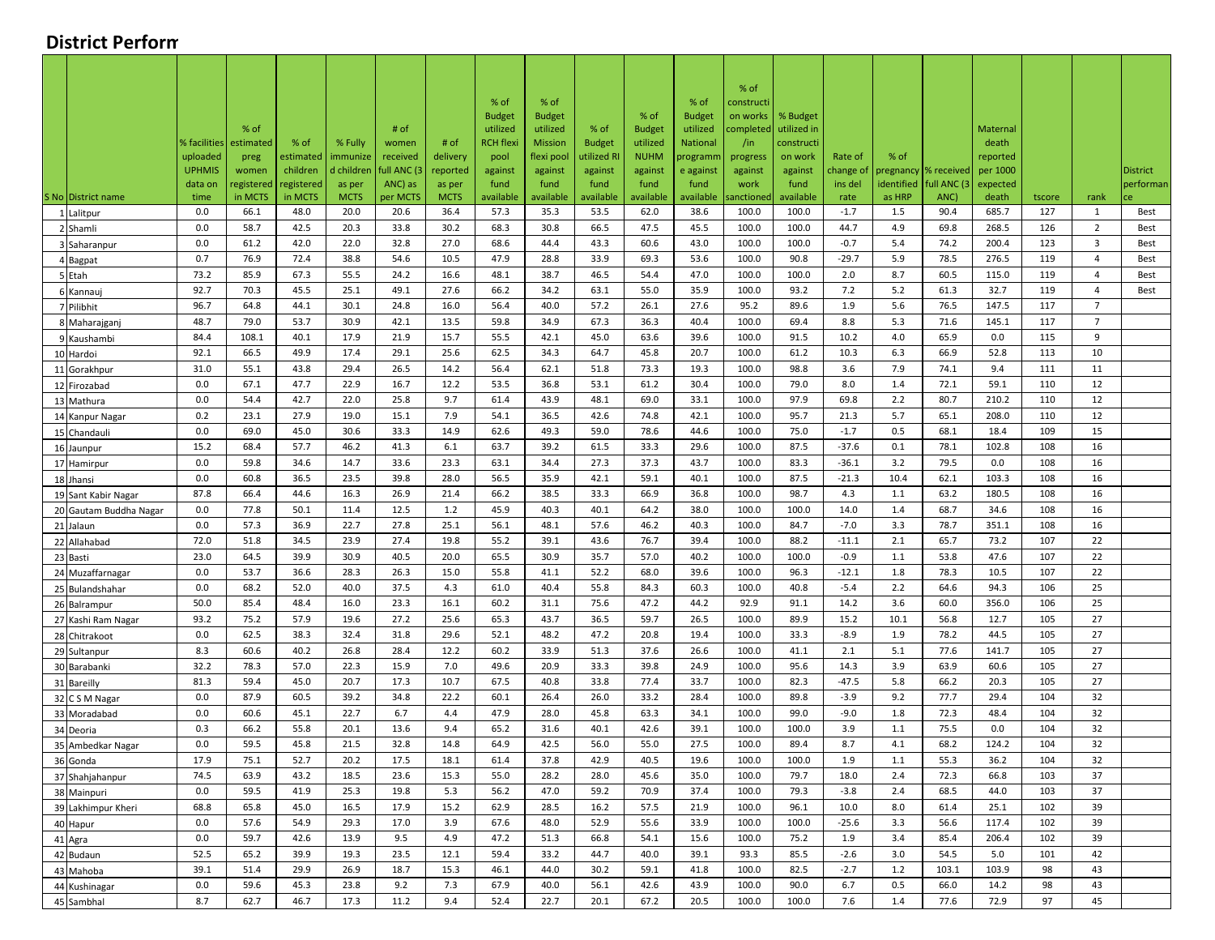## District Perform

| S No | District name | % facilities uploaded UPHMIS data on time | % of estimated preg women registered in MCTS | % of estimated children registered in MCTS | % Fully immunized children as per MCTS | # of women received full ANC (3 ANC) as per MCTS | # of delivery reported as per MCTS | % of Budget utilized RCH flexi pool against fund available | % of Budget utilized Mission flexi pool against fund available | % of Budget utilized RI against fund available | % of Budget utilized NUHM against fund available | % of Budget utilized National programme against fund available | % of construction works completed /in progress against work sanctioned | % Budget utilized in construction on work against fund available | Rate of change of ins del rate | % of pregnancy identified as HRP | % received full ANC (3 ANC) | Maternal death reported per 1000 expected death | tscore | rank | District performance |
|---|---|---|---|---|---|---|---|---|---|---|---|---|---|---|---|---|---|---|---|---|---|
| 1 | Lalitpur | 0.0 | 66.1 | 48.0 | 20.0 | 20.6 | 36.4 | 57.3 | 35.3 | 53.5 | 62.0 | 38.6 | 100.0 | 100.0 | -1.7 | 1.5 | 90.4 | 685.7 | 127 | 1 | Best |
| 2 | Shamli | 0.0 | 58.7 | 42.5 | 20.3 | 33.8 | 30.2 | 68.3 | 30.8 | 66.5 | 47.5 | 45.5 | 100.0 | 100.0 | 44.7 | 4.9 | 69.8 | 268.5 | 126 | 2 | Best |
| 3 | Saharanpur | 0.0 | 61.2 | 42.0 | 22.0 | 32.8 | 27.0 | 68.6 | 44.4 | 43.3 | 60.6 | 43.0 | 100.0 | 100.0 | -0.7 | 5.4 | 74.2 | 200.4 | 123 | 3 | Best |
| 4 | Bagpat | 0.7 | 76.9 | 72.4 | 38.8 | 54.6 | 10.5 | 47.9 | 28.8 | 33.9 | 69.3 | 53.6 | 100.0 | 90.8 | -29.7 | 5.9 | 78.5 | 276.5 | 119 | 4 | Best |
| 5 | Etah | 73.2 | 85.9 | 67.3 | 55.5 | 24.2 | 16.6 | 48.1 | 38.7 | 46.5 | 54.4 | 47.0 | 100.0 | 100.0 | 2.0 | 8.7 | 60.5 | 115.0 | 119 | 4 | Best |
| 6 | Kannauj | 92.7 | 70.3 | 45.5 | 25.1 | 49.1 | 27.6 | 66.2 | 34.2 | 63.1 | 55.0 | 35.9 | 100.0 | 93.2 | 7.2 | 5.2 | 61.3 | 32.7 | 119 | 4 | Best |
| 7 | Pilibhit | 96.7 | 64.8 | 44.1 | 30.1 | 24.8 | 16.0 | 56.4 | 40.0 | 57.2 | 26.1 | 27.6 | 95.2 | 89.6 | 1.9 | 5.6 | 76.5 | 147.5 | 117 | 7 | |
| 8 | Maharajganj | 48.7 | 79.0 | 53.7 | 30.9 | 42.1 | 13.5 | 59.8 | 34.9 | 67.3 | 36.3 | 40.4 | 100.0 | 69.4 | 8.8 | 5.3 | 71.6 | 145.1 | 117 | 7 | |
| 9 | Kaushambi | 84.4 | 108.1 | 40.1 | 17.9 | 21.9 | 15.7 | 55.5 | 42.1 | 45.0 | 63.6 | 39.6 | 100.0 | 91.5 | 10.2 | 4.0 | 65.9 | 0.0 | 115 | 9 | |
| 10 | Hardoi | 92.1 | 66.5 | 49.9 | 17.4 | 29.1 | 25.6 | 62.5 | 34.3 | 64.7 | 45.8 | 20.7 | 100.0 | 61.2 | 10.3 | 6.3 | 66.9 | 52.8 | 113 | 10 | |
| 11 | Gorakhpur | 31.0 | 55.1 | 43.8 | 29.4 | 26.5 | 14.2 | 56.4 | 62.1 | 51.8 | 73.3 | 19.3 | 100.0 | 98.8 | 3.6 | 7.9 | 74.1 | 9.4 | 111 | 11 | |
| 12 | Firozabad | 0.0 | 67.1 | 47.7 | 22.9 | 16.7 | 12.2 | 53.5 | 36.8 | 53.1 | 61.2 | 30.4 | 100.0 | 79.0 | 8.0 | 1.4 | 72.1 | 59.1 | 110 | 12 | |
| 13 | Mathura | 0.0 | 54.4 | 42.7 | 22.0 | 25.8 | 9.7 | 61.4 | 43.9 | 48.1 | 69.0 | 33.1 | 100.0 | 97.9 | 69.8 | 2.2 | 80.7 | 210.2 | 110 | 12 | |
| 14 | Kanpur Nagar | 0.2 | 23.1 | 27.9 | 19.0 | 15.1 | 7.9 | 54.1 | 36.5 | 42.6 | 74.8 | 42.1 | 100.0 | 95.7 | 21.3 | 5.7 | 65.1 | 208.0 | 110 | 12 | |
| 15 | Chandauli | 0.0 | 69.0 | 45.0 | 30.6 | 33.3 | 14.9 | 62.6 | 49.3 | 59.0 | 78.6 | 44.6 | 100.0 | 75.0 | -1.7 | 0.5 | 68.1 | 18.4 | 109 | 15 | |
| 16 | Jaunpur | 15.2 | 68.4 | 57.7 | 46.2 | 41.3 | 6.1 | 63.7 | 39.2 | 61.5 | 33.3 | 29.6 | 100.0 | 87.5 | -37.6 | 0.1 | 78.1 | 102.8 | 108 | 16 | |
| 17 | Hamirpur | 0.0 | 59.8 | 34.6 | 14.7 | 33.6 | 23.3 | 63.1 | 34.4 | 27.3 | 37.3 | 43.7 | 100.0 | 83.3 | -36.1 | 3.2 | 79.5 | 0.0 | 108 | 16 | |
| 18 | Jhansi | 0.0 | 60.8 | 36.5 | 23.5 | 39.8 | 28.0 | 56.5 | 35.9 | 42.1 | 59.1 | 40.1 | 100.0 | 87.5 | -21.3 | 10.4 | 62.1 | 103.3 | 108 | 16 | |
| 19 | Sant Kabir Nagar | 87.8 | 66.4 | 44.6 | 16.3 | 26.9 | 21.4 | 66.2 | 38.5 | 33.3 | 66.9 | 36.8 | 100.0 | 98.7 | 4.3 | 1.1 | 63.2 | 180.5 | 108 | 16 | |
| 20 | Gautam Buddha Nagar | 0.0 | 77.8 | 50.1 | 11.4 | 12.5 | 1.2 | 45.9 | 40.3 | 40.1 | 64.2 | 38.0 | 100.0 | 100.0 | 14.0 | 1.4 | 68.7 | 34.6 | 108 | 16 | |
| 21 | Jalaun | 0.0 | 57.3 | 36.9 | 22.7 | 27.8 | 25.1 | 56.1 | 48.1 | 57.6 | 46.2 | 40.3 | 100.0 | 84.7 | -7.0 | 3.3 | 78.7 | 351.1 | 108 | 16 | |
| 22 | Allahabad | 72.0 | 51.8 | 34.5 | 23.9 | 27.4 | 19.8 | 55.2 | 39.1 | 43.6 | 76.7 | 39.4 | 100.0 | 88.2 | -11.1 | 2.1 | 65.7 | 73.2 | 107 | 22 | |
| 23 | Basti | 23.0 | 64.5 | 39.9 | 30.9 | 40.5 | 20.0 | 65.5 | 30.9 | 35.7 | 57.0 | 40.2 | 100.0 | 100.0 | -0.9 | 1.1 | 53.8 | 47.6 | 107 | 22 | |
| 24 | Muzaffarnagar | 0.0 | 53.7 | 36.6 | 28.3 | 26.3 | 15.0 | 55.8 | 41.1 | 52.2 | 68.0 | 39.6 | 100.0 | 96.3 | -12.1 | 1.8 | 78.3 | 10.5 | 107 | 22 | |
| 25 | Bulandshahar | 0.0 | 68.2 | 52.0 | 40.0 | 37.5 | 4.3 | 61.0 | 40.4 | 55.8 | 84.3 | 60.3 | 100.0 | 40.8 | -5.4 | 2.2 | 64.6 | 94.3 | 106 | 25 | |
| 26 | Balrampur | 50.0 | 85.4 | 48.4 | 16.0 | 23.3 | 16.1 | 60.2 | 31.1 | 75.6 | 47.2 | 44.2 | 92.9 | 91.1 | 14.2 | 3.6 | 60.0 | 356.0 | 106 | 25 | |
| 27 | Kashi Ram Nagar | 93.2 | 75.2 | 57.9 | 19.6 | 27.2 | 25.6 | 65.3 | 43.7 | 36.5 | 59.7 | 26.5 | 100.0 | 89.9 | 15.2 | 10.1 | 56.8 | 12.7 | 105 | 27 | |
| 28 | Chitrakoot | 0.0 | 62.5 | 38.3 | 32.4 | 31.8 | 29.6 | 52.1 | 48.2 | 47.2 | 20.8 | 19.4 | 100.0 | 33.3 | -8.9 | 1.9 | 78.2 | 44.5 | 105 | 27 | |
| 29 | Sultanpur | 8.3 | 60.6 | 40.2 | 26.8 | 28.4 | 12.2 | 60.2 | 33.9 | 51.3 | 37.6 | 26.6 | 100.0 | 41.1 | 2.1 | 5.1 | 77.6 | 141.7 | 105 | 27 | |
| 30 | Barabanki | 32.2 | 78.3 | 57.0 | 22.3 | 15.9 | 7.0 | 49.6 | 20.9 | 33.3 | 39.8 | 24.9 | 100.0 | 95.6 | 14.3 | 3.9 | 63.9 | 60.6 | 105 | 27 | |
| 31 | Bareilly | 81.3 | 59.4 | 45.0 | 20.7 | 17.3 | 10.7 | 67.5 | 40.8 | 33.8 | 77.4 | 33.7 | 100.0 | 82.3 | -47.5 | 5.8 | 66.2 | 20.3 | 105 | 27 | |
| 32 | C S M Nagar | 0.0 | 87.9 | 60.5 | 39.2 | 34.8 | 22.2 | 60.1 | 26.4 | 26.0 | 33.2 | 28.4 | 100.0 | 89.8 | -3.9 | 9.2 | 77.7 | 29.4 | 104 | 32 | |
| 33 | Moradabad | 0.0 | 60.6 | 45.1 | 22.7 | 6.7 | 4.4 | 47.9 | 28.0 | 45.8 | 63.3 | 34.1 | 100.0 | 99.0 | -9.0 | 1.8 | 72.3 | 48.4 | 104 | 32 | |
| 34 | Deoria | 0.3 | 66.2 | 55.8 | 20.1 | 13.6 | 9.4 | 65.2 | 31.6 | 40.1 | 42.6 | 39.1 | 100.0 | 100.0 | 3.9 | 1.1 | 75.5 | 0.0 | 104 | 32 | |
| 35 | Ambedkar Nagar | 0.0 | 59.5 | 45.8 | 21.5 | 32.8 | 14.8 | 64.9 | 42.5 | 56.0 | 55.0 | 27.5 | 100.0 | 89.4 | 8.7 | 4.1 | 68.2 | 124.2 | 104 | 32 | |
| 36 | Gonda | 17.9 | 75.1 | 52.7 | 20.2 | 17.5 | 18.1 | 61.4 | 37.8 | 42.9 | 40.5 | 19.6 | 100.0 | 100.0 | 1.9 | 1.1 | 55.3 | 36.2 | 104 | 32 | |
| 37 | Shahjahanpur | 74.5 | 63.9 | 43.2 | 18.5 | 23.6 | 15.3 | 55.0 | 28.2 | 28.0 | 45.6 | 35.0 | 100.0 | 79.7 | 18.0 | 2.4 | 72.3 | 66.8 | 103 | 37 | |
| 38 | Mainpuri | 0.0 | 59.5 | 41.9 | 25.3 | 19.8 | 5.3 | 56.2 | 47.0 | 59.2 | 70.9 | 37.4 | 100.0 | 79.3 | -3.8 | 2.4 | 68.5 | 44.0 | 103 | 37 | |
| 39 | Lakhimpur Kheri | 68.8 | 65.8 | 45.0 | 16.5 | 17.9 | 15.2 | 62.9 | 28.5 | 16.2 | 57.5 | 21.9 | 100.0 | 96.1 | 10.0 | 8.0 | 61.4 | 25.1 | 102 | 39 | |
| 40 | Hapur | 0.0 | 57.6 | 54.9 | 29.3 | 17.0 | 3.9 | 67.6 | 48.0 | 52.9 | 55.6 | 33.9 | 100.0 | 100.0 | -25.6 | 3.3 | 56.6 | 117.4 | 102 | 39 | |
| 41 | Agra | 0.0 | 59.7 | 42.6 | 13.9 | 9.5 | 4.9 | 47.2 | 51.3 | 66.8 | 54.1 | 15.6 | 100.0 | 75.2 | 1.9 | 3.4 | 85.4 | 206.4 | 102 | 39 | |
| 42 | Budaun | 52.5 | 65.2 | 39.9 | 19.3 | 23.5 | 12.1 | 59.4 | 33.2 | 44.7 | 40.0 | 39.1 | 93.3 | 85.5 | -2.6 | 3.0 | 54.5 | 5.0 | 101 | 42 | |
| 43 | Mahoba | 39.1 | 51.4 | 29.9 | 26.9 | 18.7 | 15.3 | 46.1 | 44.0 | 30.2 | 59.1 | 41.8 | 100.0 | 82.5 | -2.7 | 1.2 | 103.1 | 103.9 | 98 | 43 | |
| 44 | Kushinagar | 0.0 | 59.6 | 45.3 | 23.8 | 9.2 | 7.3 | 67.9 | 40.0 | 56.1 | 42.6 | 43.9 | 100.0 | 90.0 | 6.7 | 0.5 | 66.0 | 14.2 | 98 | 43 | |
| 45 | Sambhal | 8.7 | 62.7 | 46.7 | 17.3 | 11.2 | 9.4 | 52.4 | 22.7 | 20.1 | 67.2 | 20.5 | 100.0 | 100.0 | 7.6 | 1.4 | 77.6 | 72.9 | 97 | 45 | |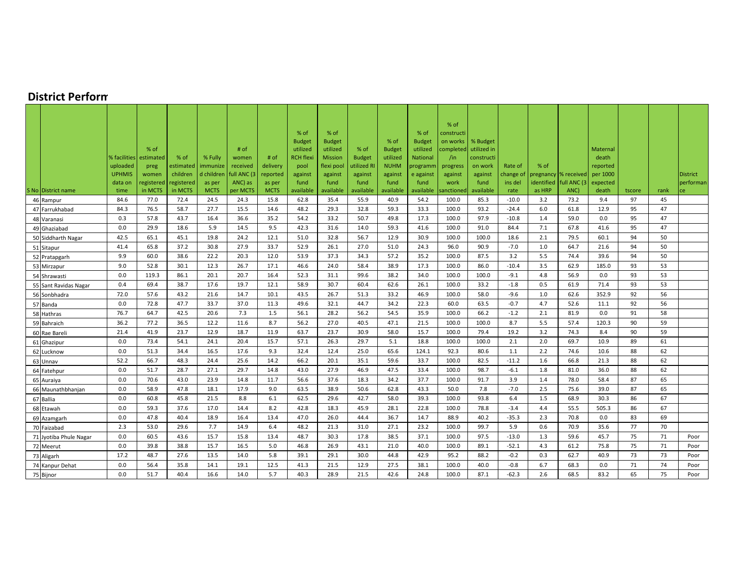## District Perform

| S No | District name | % facilities uploaded UPHMIS data on time | % of estimated preg women registered in MCTS | % of estimated children registered in MCTS | % Fully immunized children as per MCTS | # of women received full ANC (3 ANC) as per MCTS | # of delivery reported as per MCTS | % of Budget utilized RCH flexi pool against fund available | % of Budget utilized Mission flexi pool against fund available | % of Budget utilized RI against fund available | % of Budget utilized NUHM against fund available | % of Budget utilized National programme against fund available | % of construction works completed /in progress against work sanctioned | % Budget utilized in construction work against fund available | Rate of change of ins del rate | % of pregnancy identified as HRP | % received full ANC (3 ANC) | Maternal death reported per 1000 expected death | tscore | rank | District performance |
|---|---|---|---|---|---|---|---|---|---|---|---|---|---|---|---|---|---|---|---|---|---|
| 46 | Rampur | 84.6 | 77.0 | 72.4 | 24.5 | 24.3 | 15.8 | 62.8 | 35.4 | 55.9 | 40.9 | 54.2 | 100.0 | 85.3 | -10.0 | 3.2 | 73.2 | 9.4 | 97 | 45 | |
| 47 | Farrukhabad | 84.3 | 76.5 | 58.7 | 27.7 | 15.5 | 14.6 | 48.2 | 29.3 | 32.8 | 59.3 | 33.3 | 100.0 | 93.2 | -24.4 | 6.0 | 61.8 | 12.9 | 95 | 47 | |
| 48 | Varanasi | 0.3 | 57.8 | 43.7 | 16.4 | 36.6 | 35.2 | 54.2 | 33.2 | 50.7 | 49.8 | 17.3 | 100.0 | 97.9 | -10.8 | 1.4 | 59.0 | 0.0 | 95 | 47 | |
| 49 | Ghaziabad | 0.0 | 29.9 | 18.6 | 5.9 | 14.5 | 9.5 | 42.3 | 31.6 | 14.0 | 59.3 | 41.6 | 100.0 | 91.0 | 84.4 | 7.1 | 67.8 | 41.6 | 95 | 47 | |
| 50 | Siddharth Nagar | 42.5 | 65.1 | 45.1 | 19.8 | 24.2 | 12.1 | 51.0 | 32.8 | 56.7 | 12.9 | 30.9 | 100.0 | 100.0 | 18.6 | 2.1 | 79.5 | 60.1 | 94 | 50 | |
| 51 | Sitapur | 41.4 | 65.8 | 37.2 | 30.8 | 27.9 | 33.7 | 52.9 | 26.1 | 27.0 | 51.0 | 24.3 | 96.0 | 90.9 | -7.0 | 1.0 | 64.7 | 21.6 | 94 | 50 | |
| 52 | Pratapgarh | 9.9 | 60.0 | 38.6 | 22.2 | 20.3 | 12.0 | 53.9 | 37.3 | 34.3 | 57.2 | 35.2 | 100.0 | 87.5 | 3.2 | 5.5 | 74.4 | 39.6 | 94 | 50 | |
| 53 | Mirzapur | 9.0 | 52.8 | 30.1 | 12.3 | 26.7 | 17.1 | 46.6 | 24.0 | 58.4 | 38.9 | 17.3 | 100.0 | 86.0 | -10.4 | 3.5 | 62.9 | 185.0 | 93 | 53 | |
| 54 | Shrawasti | 0.0 | 119.3 | 86.1 | 20.1 | 20.7 | 16.4 | 52.3 | 31.1 | 99.6 | 38.2 | 34.0 | 100.0 | 100.0 | -9.1 | 4.8 | 56.9 | 0.0 | 93 | 53 | |
| 55 | Sant Ravidas Nagar | 0.4 | 69.4 | 38.7 | 17.6 | 19.7 | 12.1 | 58.9 | 30.7 | 60.4 | 62.6 | 26.1 | 100.0 | 33.2 | -1.8 | 0.5 | 61.9 | 71.4 | 93 | 53 | |
| 56 | Sonbhadra | 72.0 | 57.6 | 43.2 | 21.6 | 14.7 | 10.1 | 43.5 | 26.7 | 51.3 | 33.2 | 46.9 | 100.0 | 58.0 | -9.6 | 1.0 | 62.6 | 352.9 | 92 | 56 | |
| 57 | Banda | 0.0 | 72.8 | 47.7 | 33.7 | 37.0 | 11.3 | 49.6 | 32.1 | 44.7 | 34.2 | 22.3 | 60.0 | 63.5 | -0.7 | 4.7 | 52.6 | 11.1 | 92 | 56 | |
| 58 | Hathras | 76.7 | 64.7 | 42.5 | 20.6 | 7.3 | 1.5 | 56.1 | 28.2 | 56.2 | 54.5 | 35.9 | 100.0 | 66.2 | -1.2 | 2.1 | 81.9 | 0.0 | 91 | 58 | |
| 59 | Bahraich | 36.2 | 77.2 | 36.5 | 12.2 | 11.6 | 8.7 | 56.2 | 27.0 | 40.5 | 47.1 | 21.5 | 100.0 | 100.0 | 8.7 | 5.5 | 57.4 | 120.3 | 90 | 59 | |
| 60 | Rae Bareli | 21.4 | 41.9 | 23.7 | 12.9 | 18.7 | 11.9 | 63.7 | 23.7 | 30.9 | 58.0 | 15.7 | 100.0 | 79.4 | 19.2 | 3.2 | 74.3 | 8.4 | 90 | 59 | |
| 61 | Ghazipur | 0.0 | 73.4 | 54.1 | 24.1 | 20.4 | 15.7 | 57.1 | 26.3 | 29.7 | 5.1 | 18.8 | 100.0 | 100.0 | 2.1 | 2.0 | 69.7 | 10.9 | 89 | 61 | |
| 62 | Lucknow | 0.0 | 51.3 | 34.4 | 16.5 | 17.6 | 9.3 | 32.4 | 12.4 | 25.0 | 65.6 | 124.1 | 92.3 | 80.6 | 1.1 | 2.2 | 74.6 | 10.6 | 88 | 62 | |
| 63 | Unnav | 52.2 | 66.7 | 48.3 | 24.4 | 25.6 | 14.2 | 66.2 | 20.1 | 35.1 | 59.6 | 33.7 | 100.0 | 82.5 | -11.2 | 1.6 | 66.8 | 21.3 | 88 | 62 | |
| 64 | Fatehpur | 0.0 | 51.7 | 28.7 | 27.1 | 29.7 | 14.8 | 43.0 | 27.9 | 46.9 | 47.5 | 33.4 | 100.0 | 98.7 | -6.1 | 1.8 | 81.0 | 36.0 | 88 | 62 | |
| 65 | Auraiya | 0.0 | 70.6 | 43.0 | 23.9 | 14.8 | 11.7 | 56.6 | 37.6 | 18.3 | 34.2 | 37.7 | 100.0 | 91.7 | 3.9 | 1.4 | 78.0 | 58.4 | 87 | 65 | |
| 66 | Maunathbhanjan | 0.0 | 58.9 | 47.8 | 18.1 | 17.9 | 9.0 | 63.5 | 38.9 | 50.6 | 62.8 | 43.3 | 50.0 | 7.8 | -7.0 | 2.5 | 75.6 | 39.0 | 87 | 65 | |
| 67 | Ballia | 0.0 | 60.8 | 45.8 | 21.5 | 8.8 | 6.1 | 62.5 | 29.6 | 42.7 | 58.0 | 39.3 | 100.0 | 93.8 | 6.4 | 1.5 | 68.9 | 30.3 | 86 | 67 | |
| 68 | Etawah | 0.0 | 59.3 | 37.6 | 17.0 | 14.4 | 8.2 | 42.8 | 18.3 | 45.9 | 28.1 | 22.8 | 100.0 | 78.8 | -3.4 | 4.4 | 55.5 | 505.3 | 86 | 67 | |
| 69 | Azamgarh | 0.0 | 47.8 | 40.4 | 18.9 | 16.4 | 13.4 | 47.0 | 26.0 | 44.4 | 36.7 | 14.7 | 88.9 | 40.2 | -35.3 | 2.3 | 70.8 | 0.0 | 83 | 69 | |
| 70 | Faizabad | 2.3 | 53.0 | 29.6 | 7.7 | 14.9 | 6.4 | 48.2 | 21.3 | 31.0 | 27.1 | 23.2 | 100.0 | 99.7 | 5.9 | 0.6 | 70.9 | 35.6 | 77 | 70 | |
| 71 | Jyotiba Phule Nagar | 0.0 | 60.5 | 43.6 | 15.7 | 15.8 | 13.4 | 48.7 | 30.3 | 17.8 | 38.5 | 37.1 | 100.0 | 97.5 | -13.0 | 1.3 | 59.6 | 45.7 | 75 | 71 | Poor |
| 72 | Meerut | 0.0 | 39.8 | 38.8 | 15.7 | 16.5 | 5.0 | 46.8 | 26.9 | 43.1 | 21.0 | 40.0 | 100.0 | 89.1 | -52.1 | 4.3 | 61.2 | 75.8 | 75 | 71 | Poor |
| 73 | Aligarh | 17.2 | 48.7 | 27.6 | 13.5 | 14.0 | 5.8 | 39.1 | 29.1 | 30.0 | 44.8 | 42.9 | 95.2 | 88.2 | -0.2 | 0.3 | 62.7 | 40.9 | 73 | 73 | Poor |
| 74 | Kanpur Dehat | 0.0 | 56.4 | 35.8 | 14.1 | 19.1 | 12.5 | 41.3 | 21.5 | 12.9 | 27.5 | 38.1 | 100.0 | 40.0 | -0.8 | 6.7 | 68.3 | 0.0 | 71 | 74 | Poor |
| 75 | Bijnor | 0.0 | 51.7 | 40.4 | 16.6 | 14.0 | 5.7 | 40.3 | 28.9 | 21.5 | 42.6 | 24.8 | 100.0 | 87.1 | -62.3 | 2.6 | 68.5 | 83.2 | 65 | 75 | Poor |